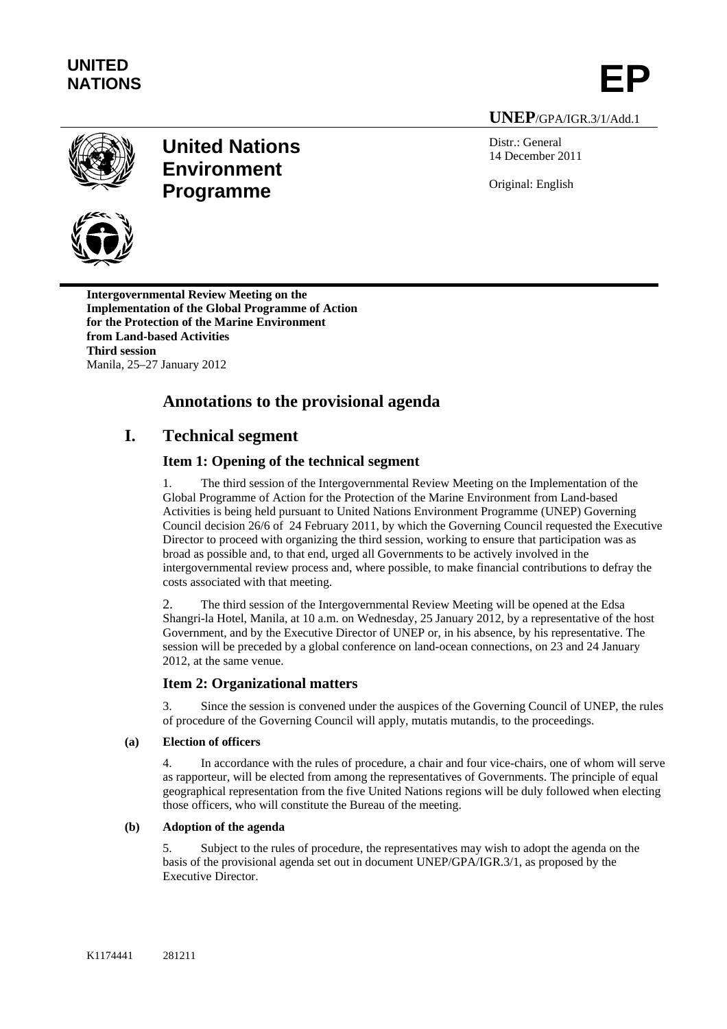**UNITED NATIONS**

**EP**

**UNEP**/GPA/IGR.3/1/Add.1

# United Nations Environment Programme

Distr.: General
14 December 2011

Original: English

**Intergovernmental Review Meeting on the Implementation of the Global Programme of Action for the Protection of the Marine Environment from Land-based Activities**
**Third session**
Manila, 25–27 January 2012

## Annotations to the provisional agenda

## I. Technical segment

### Item 1: Opening of the technical segment

1. The third session of the Intergovernmental Review Meeting on the Implementation of the Global Programme of Action for the Protection of the Marine Environment from Land-based Activities is being held pursuant to United Nations Environment Programme (UNEP) Governing Council decision 26/6 of 24 February 2011, by which the Governing Council requested the Executive Director to proceed with organizing the third session, working to ensure that participation was as broad as possible and, to that end, urged all Governments to be actively involved in the intergovernmental review process and, where possible, to make financial contributions to defray the costs associated with that meeting.

2. The third session of the Intergovernmental Review Meeting will be opened at the Edsa Shangri-la Hotel, Manila, at 10 a.m. on Wednesday, 25 January 2012, by a representative of the host Government, and by the Executive Director of UNEP or, in his absence, by his representative. The session will be preceded by a global conference on land-ocean connections, on 23 and 24 January 2012, at the same venue.

### Item 2: Organizational matters

3. Since the session is convened under the auspices of the Governing Council of UNEP, the rules of procedure of the Governing Council will apply, mutatis mutandis, to the proceedings.

**(a) Election of officers**

4. In accordance with the rules of procedure, a chair and four vice-chairs, one of whom will serve as rapporteur, will be elected from among the representatives of Governments. The principle of equal geographical representation from the five United Nations regions will be duly followed when electing those officers, who will constitute the Bureau of the meeting.

**(b) Adoption of the agenda**

5. Subject to the rules of procedure, the representatives may wish to adopt the agenda on the basis of the provisional agenda set out in document UNEP/GPA/IGR.3/1, as proposed by the Executive Director.

K1174441 281211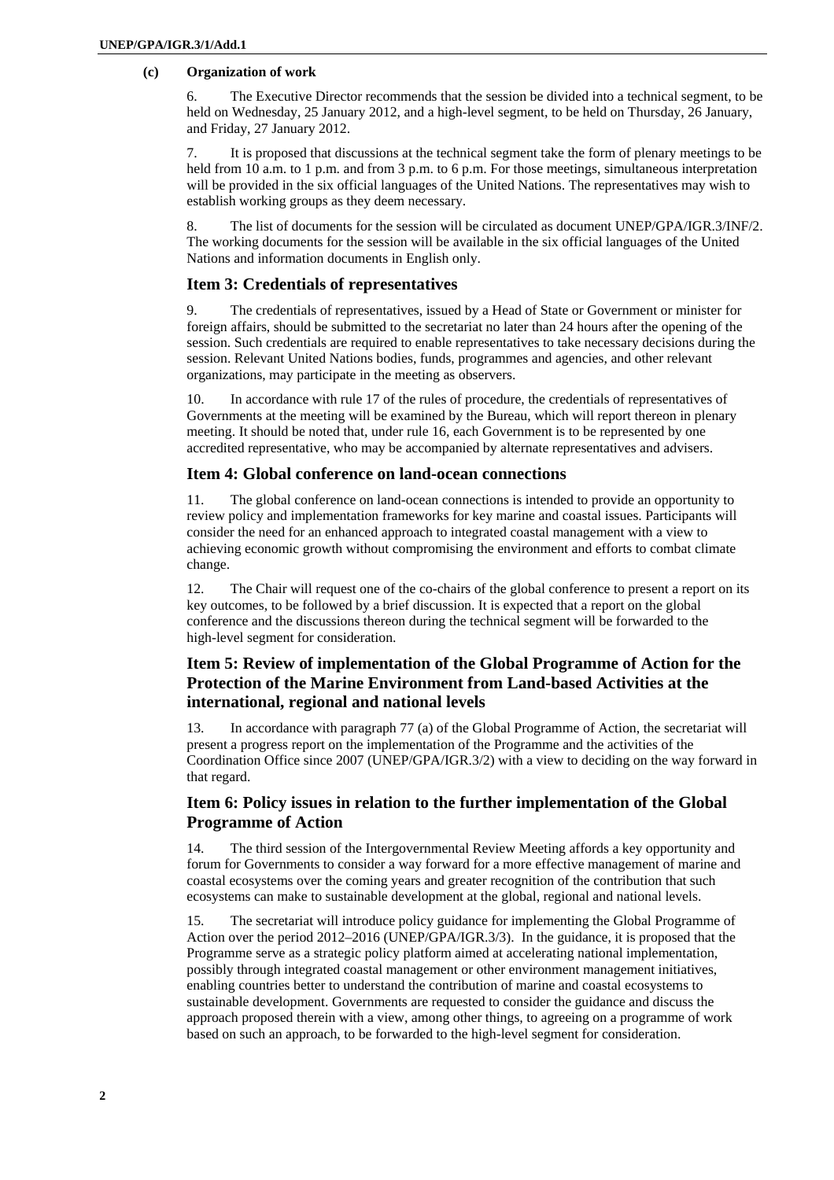### (c) Organization of work

6. The Executive Director recommends that the session be divided into a technical segment, to be held on Wednesday, 25 January 2012, and a high-level segment, to be held on Thursday, 26 January, and Friday, 27 January 2012.

7. It is proposed that discussions at the technical segment take the form of plenary meetings to be held from 10 a.m. to 1 p.m. and from 3 p.m. to 6 p.m. For those meetings, simultaneous interpretation will be provided in the six official languages of the United Nations. The representatives may wish to establish working groups as they deem necessary.

8. The list of documents for the session will be circulated as document UNEP/GPA/IGR.3/INF/2. The working documents for the session will be available in the six official languages of the United Nations and information documents in English only.

## Item 3: Credentials of representatives

9. The credentials of representatives, issued by a Head of State or Government or minister for foreign affairs, should be submitted to the secretariat no later than 24 hours after the opening of the session. Such credentials are required to enable representatives to take necessary decisions during the session. Relevant United Nations bodies, funds, programmes and agencies, and other relevant organizations, may participate in the meeting as observers.

10. In accordance with rule 17 of the rules of procedure, the credentials of representatives of Governments at the meeting will be examined by the Bureau, which will report thereon in plenary meeting. It should be noted that, under rule 16, each Government is to be represented by one accredited representative, who may be accompanied by alternate representatives and advisers.

## Item 4: Global conference on land-ocean connections

11. The global conference on land-ocean connections is intended to provide an opportunity to review policy and implementation frameworks for key marine and coastal issues. Participants will consider the need for an enhanced approach to integrated coastal management with a view to achieving economic growth without compromising the environment and efforts to combat climate change.

12. The Chair will request one of the co-chairs of the global conference to present a report on its key outcomes, to be followed by a brief discussion. It is expected that a report on the global conference and the discussions thereon during the technical segment will be forwarded to the high-level segment for consideration.

## Item 5: Review of implementation of the Global Programme of Action for the Protection of the Marine Environment from Land-based Activities at the international, regional and national levels

13. In accordance with paragraph 77 (a) of the Global Programme of Action, the secretariat will present a progress report on the implementation of the Programme and the activities of the Coordination Office since 2007 (UNEP/GPA/IGR.3/2) with a view to deciding on the way forward in that regard.

## Item 6: Policy issues in relation to the further implementation of the Global Programme of Action

14. The third session of the Intergovernmental Review Meeting affords a key opportunity and forum for Governments to consider a way forward for a more effective management of marine and coastal ecosystems over the coming years and greater recognition of the contribution that such ecosystems can make to sustainable development at the global, regional and national levels.

15. The secretariat will introduce policy guidance for implementing the Global Programme of Action over the period 2012–2016 (UNEP/GPA/IGR.3/3). In the guidance, it is proposed that the Programme serve as a strategic policy platform aimed at accelerating national implementation, possibly through integrated coastal management or other environment management initiatives, enabling countries better to understand the contribution of marine and coastal ecosystems to sustainable development. Governments are requested to consider the guidance and discuss the approach proposed therein with a view, among other things, to agreeing on a programme of work based on such an approach, to be forwarded to the high-level segment for consideration.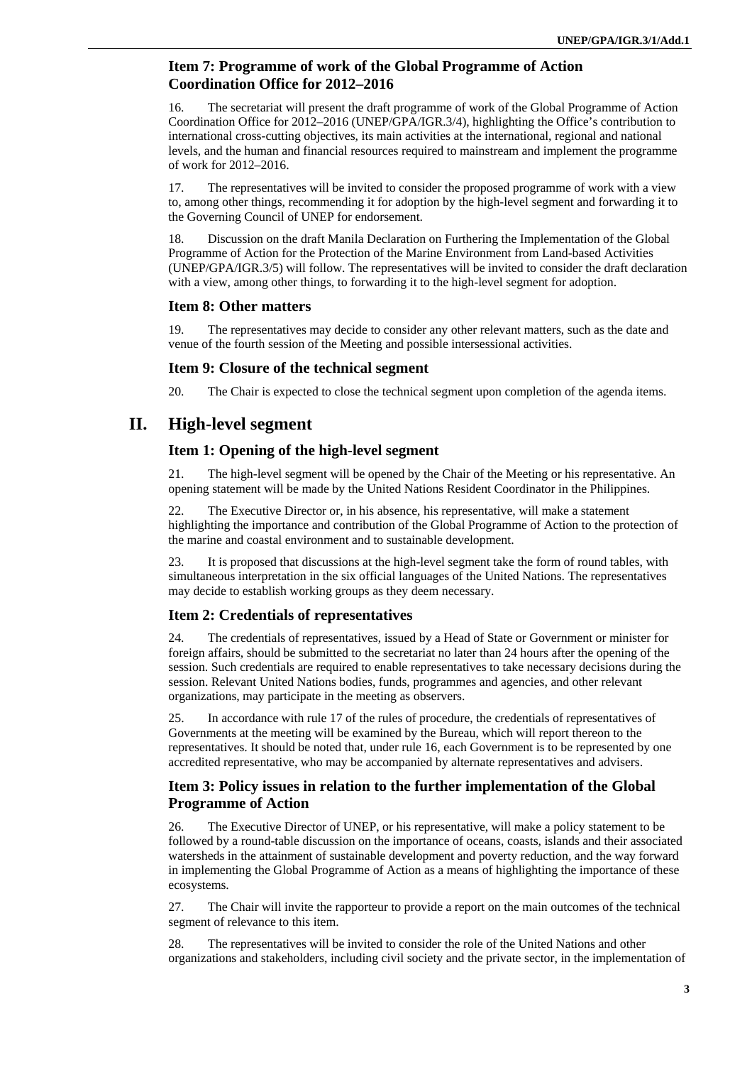### Item 7: Programme of work of the Global Programme of Action Coordination Office for 2012–2016

16. The secretariat will present the draft programme of work of the Global Programme of Action Coordination Office for 2012–2016 (UNEP/GPA/IGR.3/4), highlighting the Office's contribution to international cross-cutting objectives, its main activities at the international, regional and national levels, and the human and financial resources required to mainstream and implement the programme of work for 2012–2016.

17. The representatives will be invited to consider the proposed programme of work with a view to, among other things, recommending it for adoption by the high-level segment and forwarding it to the Governing Council of UNEP for endorsement.

18. Discussion on the draft Manila Declaration on Furthering the Implementation of the Global Programme of Action for the Protection of the Marine Environment from Land-based Activities (UNEP/GPA/IGR.3/5) will follow. The representatives will be invited to consider the draft declaration with a view, among other things, to forwarding it to the high-level segment for adoption.

### Item 8: Other matters

19. The representatives may decide to consider any other relevant matters, such as the date and venue of the fourth session of the Meeting and possible intersessional activities.

### Item 9: Closure of the technical segment

20. The Chair is expected to close the technical segment upon completion of the agenda items.

## II. High-level segment

### Item 1: Opening of the high-level segment

21. The high-level segment will be opened by the Chair of the Meeting or his representative. An opening statement will be made by the United Nations Resident Coordinator in the Philippines.

22. The Executive Director or, in his absence, his representative, will make a statement highlighting the importance and contribution of the Global Programme of Action to the protection of the marine and coastal environment and to sustainable development.

23. It is proposed that discussions at the high-level segment take the form of round tables, with simultaneous interpretation in the six official languages of the United Nations. The representatives may decide to establish working groups as they deem necessary.

### Item 2: Credentials of representatives

24. The credentials of representatives, issued by a Head of State or Government or minister for foreign affairs, should be submitted to the secretariat no later than 24 hours after the opening of the session. Such credentials are required to enable representatives to take necessary decisions during the session. Relevant United Nations bodies, funds, programmes and agencies, and other relevant organizations, may participate in the meeting as observers.

25. In accordance with rule 17 of the rules of procedure, the credentials of representatives of Governments at the meeting will be examined by the Bureau, which will report thereon to the representatives. It should be noted that, under rule 16, each Government is to be represented by one accredited representative, who may be accompanied by alternate representatives and advisers.

### Item 3: Policy issues in relation to the further implementation of the Global Programme of Action

26. The Executive Director of UNEP, or his representative, will make a policy statement to be followed by a round-table discussion on the importance of oceans, coasts, islands and their associated watersheds in the attainment of sustainable development and poverty reduction, and the way forward in implementing the Global Programme of Action as a means of highlighting the importance of these ecosystems.

27. The Chair will invite the rapporteur to provide a report on the main outcomes of the technical segment of relevance to this item.

28. The representatives will be invited to consider the role of the United Nations and other organizations and stakeholders, including civil society and the private sector, in the implementation of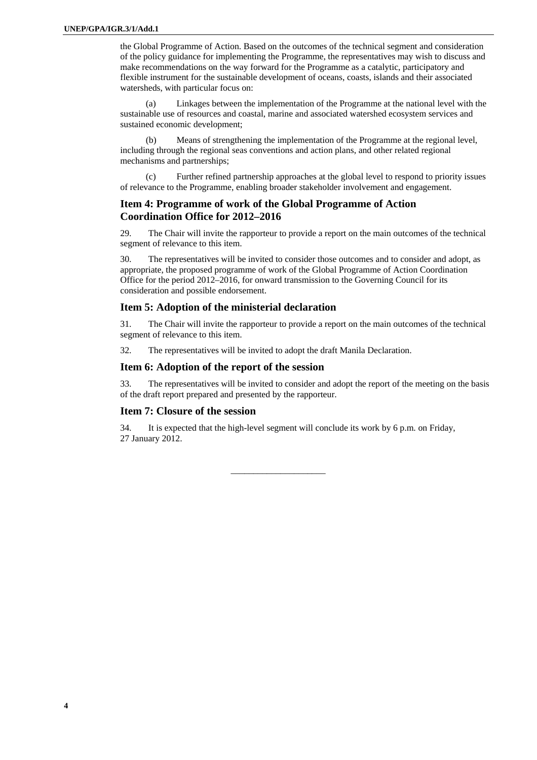the Global Programme of Action. Based on the outcomes of the technical segment and consideration of the policy guidance for implementing the Programme, the representatives may wish to discuss and make recommendations on the way forward for the Programme as a catalytic, participatory and flexible instrument for the sustainable development of oceans, coasts, islands and their associated watersheds, with particular focus on:

(a) Linkages between the implementation of the Programme at the national level with the sustainable use of resources and coastal, marine and associated watershed ecosystem services and sustained economic development;

(b) Means of strengthening the implementation of the Programme at the regional level, including through the regional seas conventions and action plans, and other related regional mechanisms and partnerships;

(c) Further refined partnership approaches at the global level to respond to priority issues of relevance to the Programme, enabling broader stakeholder involvement and engagement.

## Item 4: Programme of work of the Global Programme of Action Coordination Office for 2012–2016

29. The Chair will invite the rapporteur to provide a report on the main outcomes of the technical segment of relevance to this item.

30. The representatives will be invited to consider those outcomes and to consider and adopt, as appropriate, the proposed programme of work of the Global Programme of Action Coordination Office for the period 2012–2016, for onward transmission to the Governing Council for its consideration and possible endorsement.

## Item 5: Adoption of the ministerial declaration

31. The Chair will invite the rapporteur to provide a report on the main outcomes of the technical segment of relevance to this item.

32. The representatives will be invited to adopt the draft Manila Declaration.

## Item 6: Adoption of the report of the session

33. The representatives will be invited to consider and adopt the report of the meeting on the basis of the draft report prepared and presented by the rapporteur.

## Item 7: Closure of the session

34. It is expected that the high-level segment will conclude its work by 6 p.m. on Friday, 27 January 2012.

---